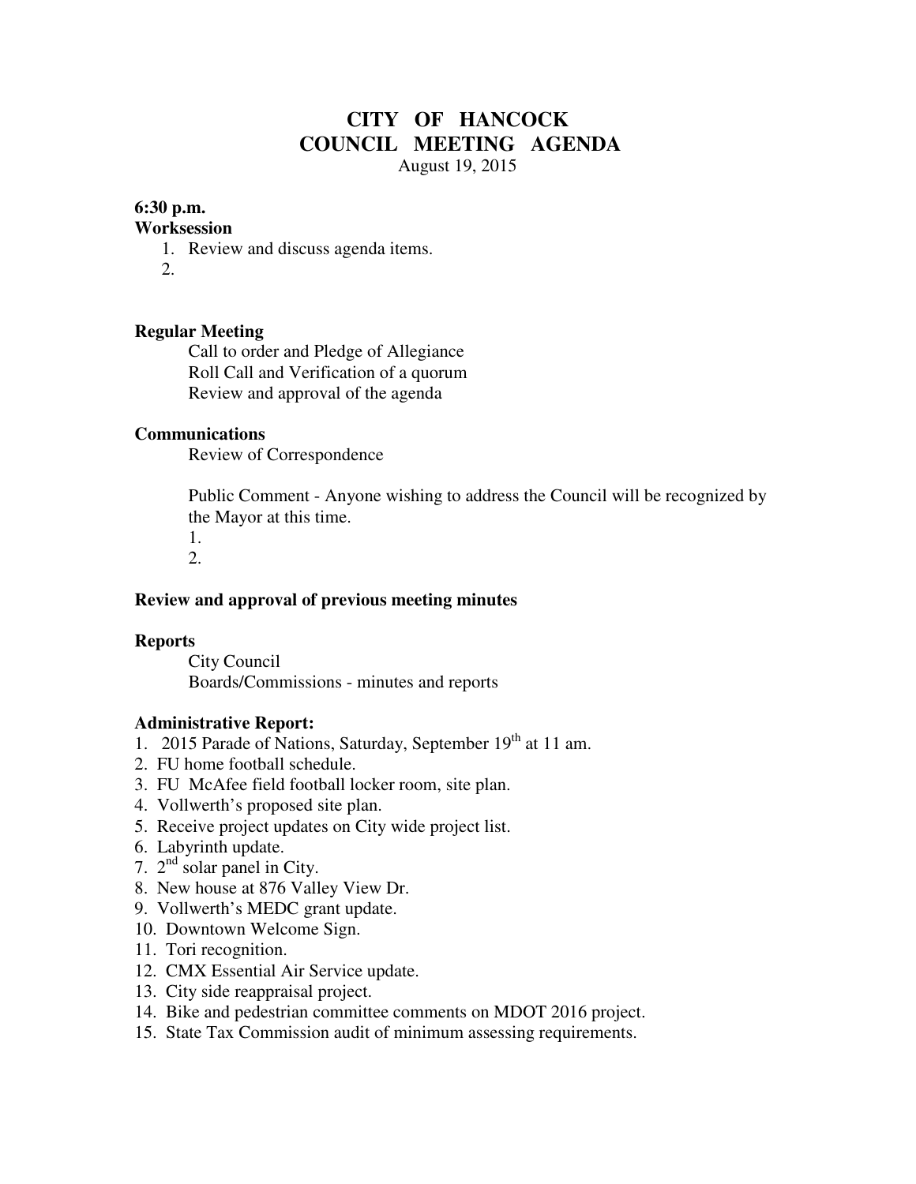# CITY OF HANCOCK
# COUNCIL MEETING AGENDA

August 19, 2015

**6:30 p.m.**
**Worksession**

1. Review and discuss agenda items.
2. 

**Regular Meeting**

Call to order and Pledge of Allegiance
Roll Call and Verification of a quorum
Review and approval of the agenda

**Communications**

Review of Correspondence

Public Comment - Anyone wishing to address the Council will be recognized by the Mayor at this time.

1. 
2. 

**Review and approval of previous meeting minutes**

**Reports**

City Council
Boards/Commissions - minutes and reports

**Administrative Report:**

1. 2015 Parade of Nations, Saturday, September 19th at 11 am.
2. FU home football schedule.
3. FU McAfee field football locker room, site plan.
4. Vollwerth's proposed site plan.
5. Receive project updates on City wide project list.
6. Labyrinth update.
7. 2nd solar panel in City.
8. New house at 876 Valley View Dr.
9. Vollwerth's MEDC grant update.
10. Downtown Welcome Sign.
11. Tori recognition.
12. CMX Essential Air Service update.
13. City side reappraisal project.
14. Bike and pedestrian committee comments on MDOT 2016 project.
15. State Tax Commission audit of minimum assessing requirements.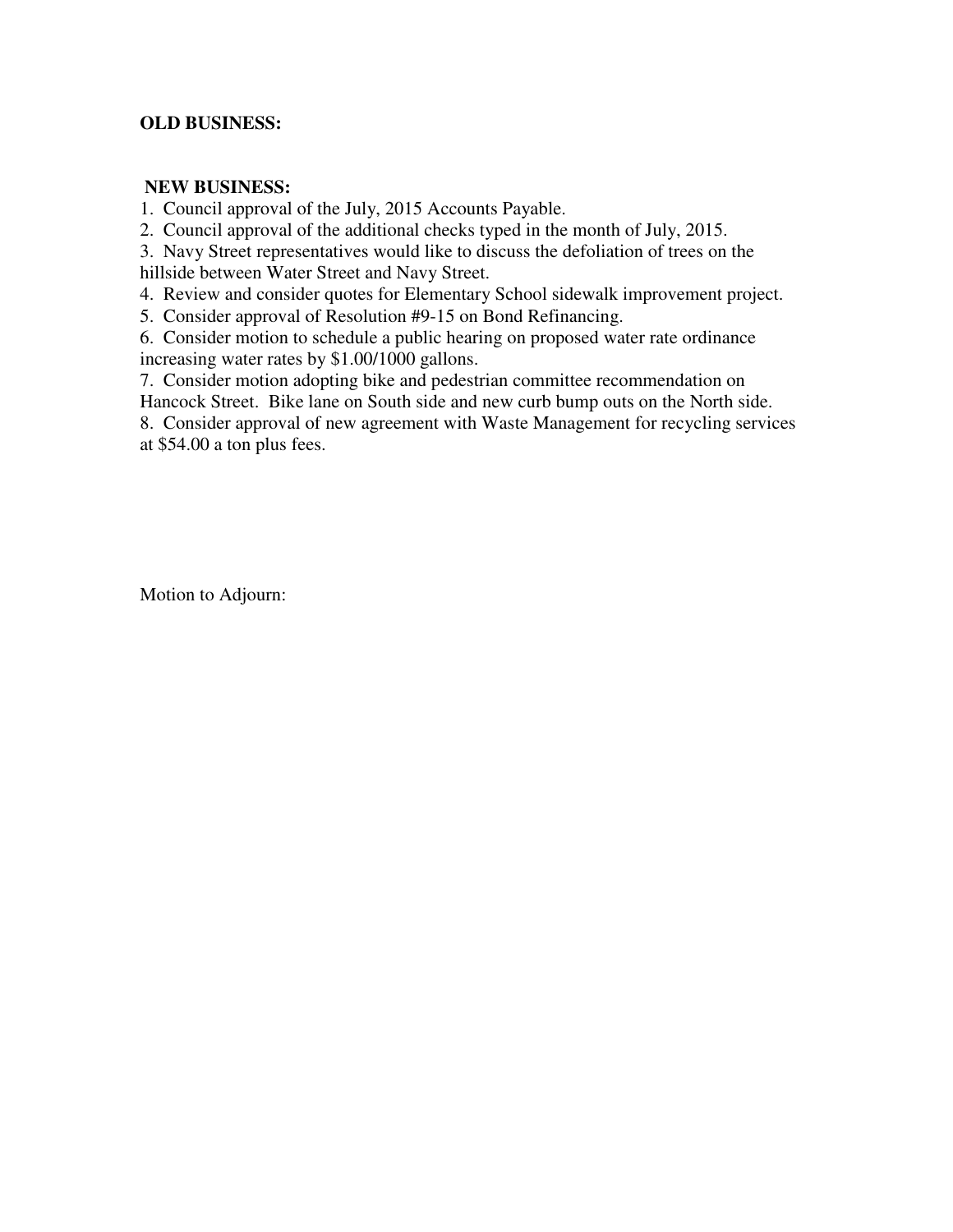**OLD BUSINESS:**

**NEW BUSINESS:**

1. Council approval of the July, 2015 Accounts Payable.
2. Council approval of the additional checks typed in the month of July, 2015.
3. Navy Street representatives would like to discuss the defoliation of trees on the hillside between Water Street and Navy Street.
4. Review and consider quotes for Elementary School sidewalk improvement project.
5. Consider approval of Resolution #9-15 on Bond Refinancing.
6. Consider motion to schedule a public hearing on proposed water rate ordinance increasing water rates by $1.00/1000 gallons.
7. Consider motion adopting bike and pedestrian committee recommendation on Hancock Street. Bike lane on South side and new curb bump outs on the North side.
8. Consider approval of new agreement with Waste Management for recycling services at $54.00 a ton plus fees.

Motion to Adjourn: